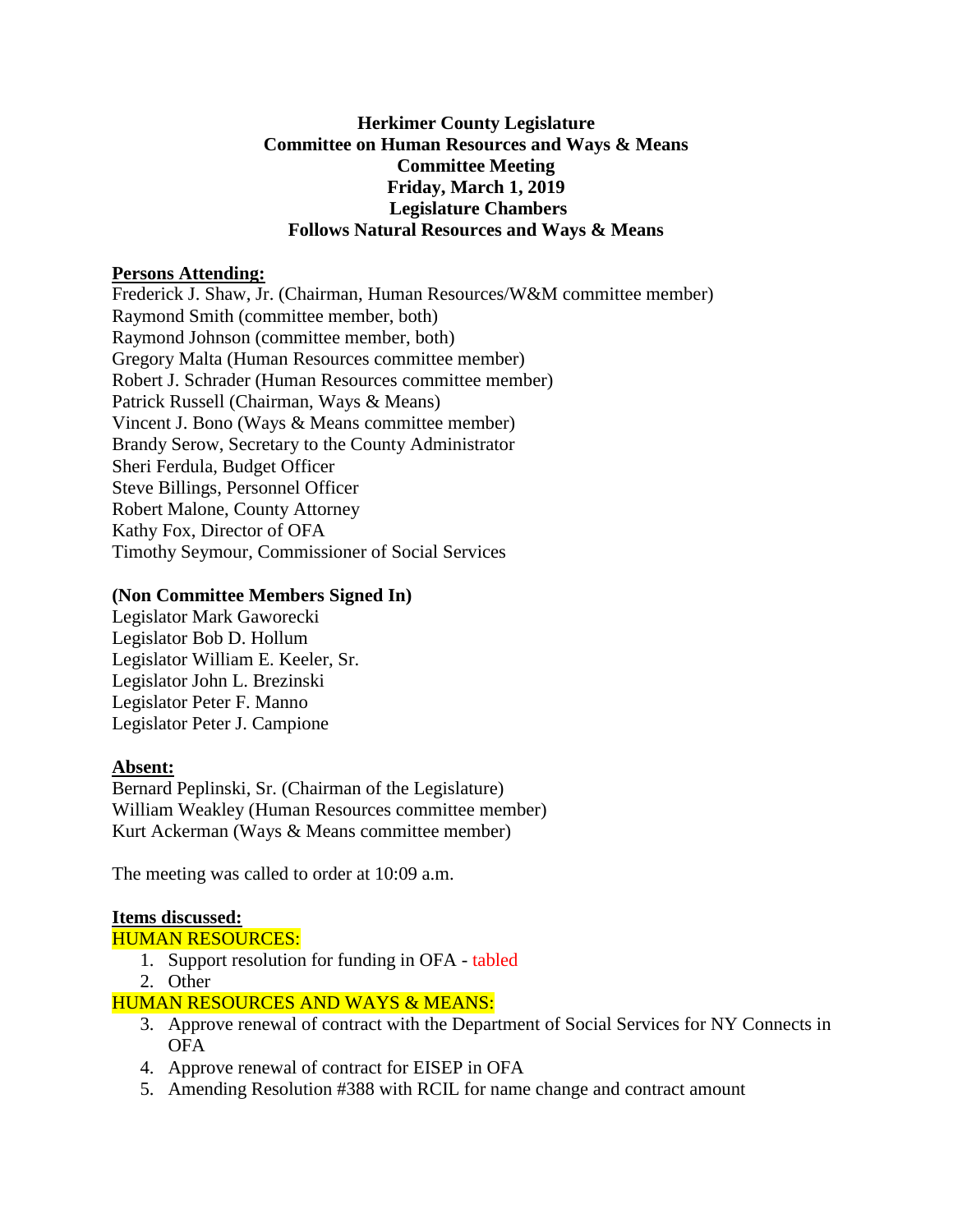**Herkimer County Legislature**
**Committee on Human Resources and Ways & Means**
**Committee Meeting**
**Friday, March 1, 2019**
**Legislature Chambers**
**Follows Natural Resources and Ways & Means**

**Persons Attending:**

Frederick J. Shaw, Jr. (Chairman, Human Resources/W&M committee member)
Raymond Smith (committee member, both)
Raymond Johnson (committee member, both)
Gregory Malta (Human Resources committee member)
Robert J. Schrader (Human Resources committee member)
Patrick Russell (Chairman, Ways & Means)
Vincent J. Bono (Ways & Means committee member)
Brandy Serow, Secretary to the County Administrator
Sheri Ferdula, Budget Officer
Steve Billings, Personnel Officer
Robert Malone, County Attorney
Kathy Fox, Director of OFA
Timothy Seymour, Commissioner of Social Services

**(Non Committee Members Signed In)**

Legislator Mark Gaworecki
Legislator Bob D. Hollum
Legislator William E. Keeler, Sr.
Legislator John L. Brezinski
Legislator Peter F. Manno
Legislator Peter J. Campione

**Absent:**

Bernard Peplinski, Sr. (Chairman of the Legislature)
William Weakley (Human Resources committee member)
Kurt Ackerman (Ways & Means committee member)

The meeting was called to order at 10:09 a.m.

**Items discussed:**

HUMAN RESOURCES:

1. Support resolution for funding in OFA - tabled
2. Other

HUMAN RESOURCES AND WAYS & MEANS:

3. Approve renewal of contract with the Department of Social Services for NY Connects in OFA
4. Approve renewal of contract for EISEP in OFA
5. Amending Resolution #388 with RCIL for name change and contract amount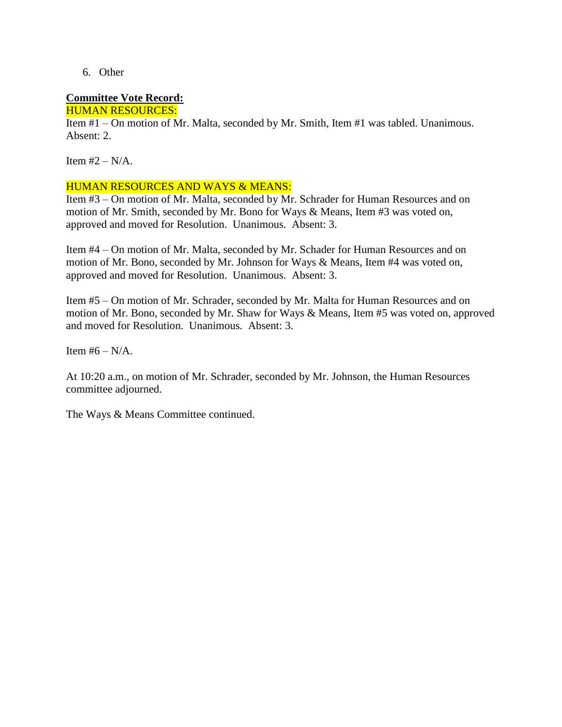6. Other

**Committee Vote Record:**

HUMAN RESOURCES:

Item #1 – On motion of Mr. Malta, seconded by Mr. Smith, Item #1 was tabled. Unanimous. Absent: 2.

Item #2 – N/A.

HUMAN RESOURCES AND WAYS & MEANS:

Item #3 – On motion of Mr. Malta, seconded by Mr. Schrader for Human Resources and on motion of Mr. Smith, seconded by Mr. Bono for Ways & Means, Item #3 was voted on, approved and moved for Resolution. Unanimous. Absent: 3.

Item #4 – On motion of Mr. Malta, seconded by Mr. Schader for Human Resources and on motion of Mr. Bono, seconded by Mr. Johnson for Ways & Means, Item #4 was voted on, approved and moved for Resolution. Unanimous. Absent: 3.

Item #5 – On motion of Mr. Schrader, seconded by Mr. Malta for Human Resources and on motion of Mr. Bono, seconded by Mr. Shaw for Ways & Means, Item #5 was voted on, approved and moved for Resolution. Unanimous. Absent: 3.

Item #6 – N/A.

At 10:20 a.m., on motion of Mr. Schrader, seconded by Mr. Johnson, the Human Resources committee adjourned.

The Ways & Means Committee continued.